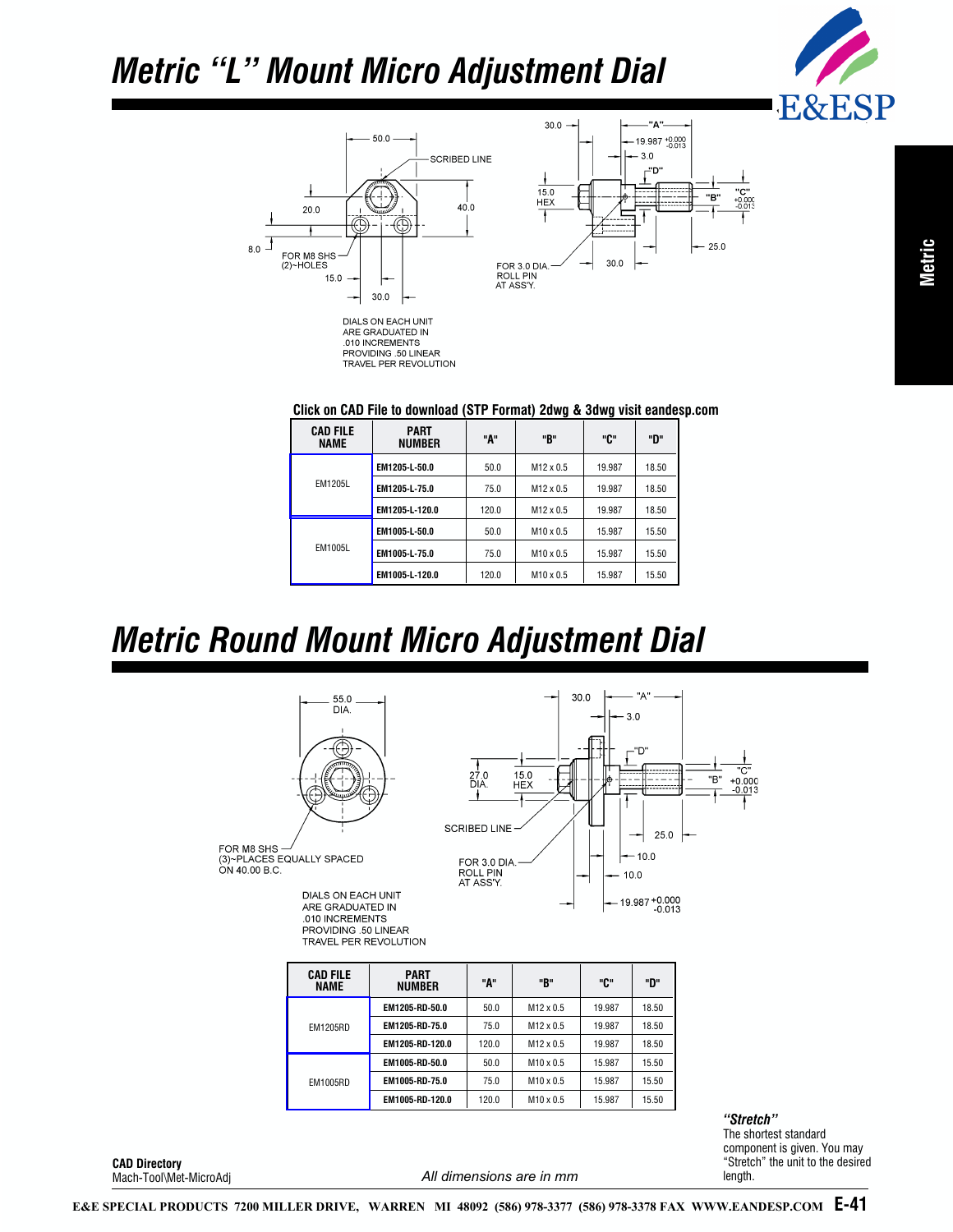# Metric "L" Mount Micro Adjustment Dial

DIALS ON EACH UNIT ARE GRADUATED IN .010 INCREMENTS PROVIDING .50 LINEAR TRAVEL PER REVOLUTION

**Click on CAD File to download (STP Format) 2dwg & 3dwg visit eandesp.com**

| CAD FILE NAME | PART NUMBER | "A" | "B" | "C" | "D" |
|---|---|---|---|---|---|
| EM1205L | **EM1205-L-50.0** | 50.0 | M12 x 0.5 | 19.987 | 18.50 |
| | **EM1205-L-75.0** | 75.0 | M12 x 0.5 | 19.987 | 18.50 |
| | **EM1205-L-120.0** | 120.0 | M12 x 0.5 | 19.987 | 18.50 |
| EM1005L | **EM1005-L-50.0** | 50.0 | M10 x 0.5 | 15.987 | 15.50 |
| | **EM1005-L-75.0** | 75.0 | M10 x 0.5 | 15.987 | 15.50 |
| | **EM1005-L-120.0** | 120.0 | M10 x 0.5 | 15.987 | 15.50 |

# Metric Round Mount Micro Adjustment Dial

DIALS ON EACH UNIT ARE GRADUATED IN .010 INCREMENTS PROVIDING .50 LINEAR TRAVEL PER REVOLUTION

| CAD FILE NAME | PART NUMBER | "A" | "B" | "C" | "D" |
|---|---|---|---|---|---|
| EM1205RD | **EM1205-RD-50.0** | 50.0 | M12 x 0.5 | 19.987 | 18.50 |
| | **EM1205-RD-75.0** | 75.0 | M12 x 0.5 | 19.987 | 18.50 |
| | **EM1205-RD-120.0** | 120.0 | M12 x 0.5 | 19.987 | 18.50 |
| EM1005RD | **EM1005-RD-50.0** | 50.0 | M10 x 0.5 | 15.987 | 15.50 |
| | **EM1005-RD-75.0** | 75.0 | M10 x 0.5 | 15.987 | 15.50 |
| | **EM1005-RD-120.0** | 120.0 | M10 x 0.5 | 15.987 | 15.50 |

***"Stretch"***
The shortest standard component is given. You may "Stretch" the unit to the desired length.

**CAD Directory**
Mach-Tool\Met-MicroAdj

*All dimensions are in mm*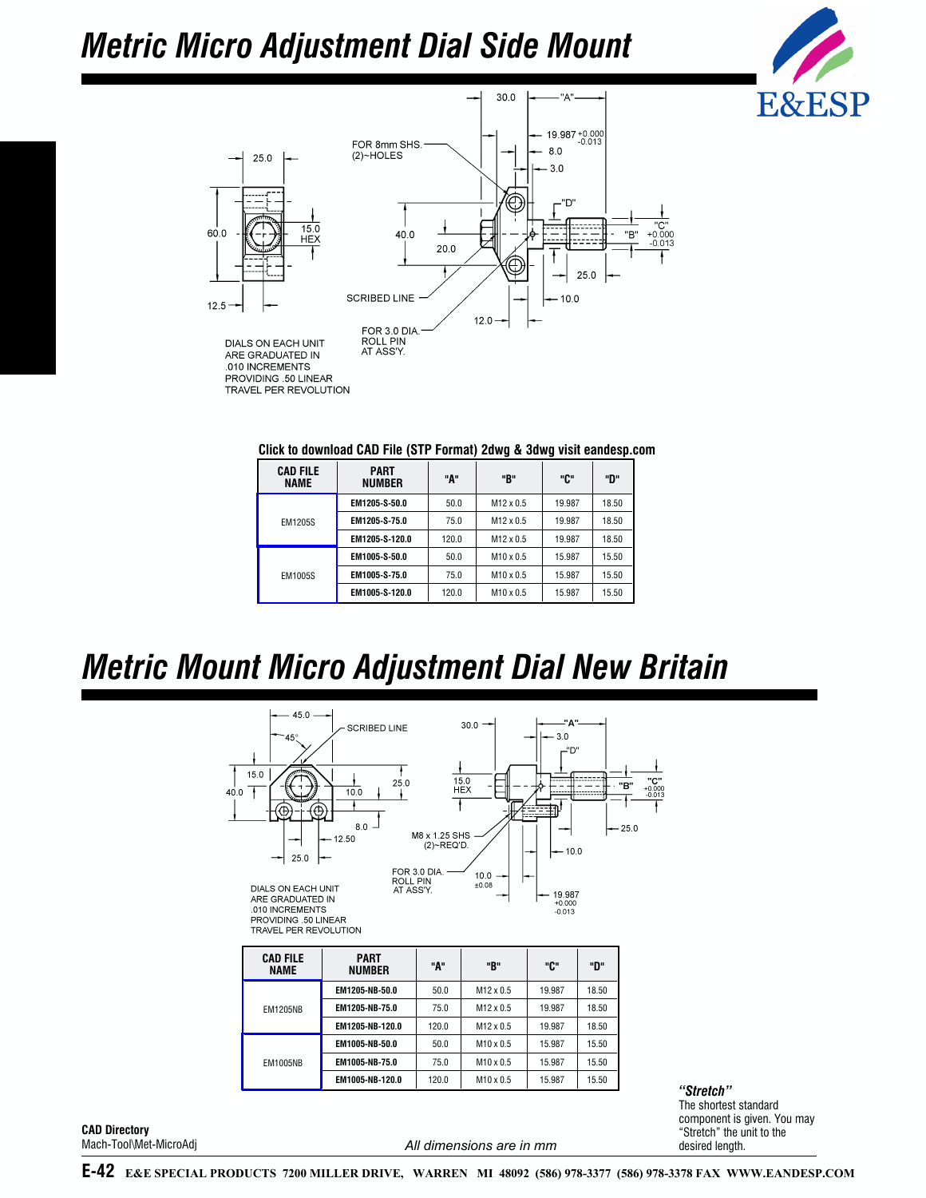# Metric Micro Adjustment Dial Side Mount

FOR 8mm SHS. (2)~HOLES

SCRIBED LINE

FOR 3.0 DIA. ROLL PIN AT ASS'Y.

DIALS ON EACH UNIT ARE GRADUATED IN .010 INCREMENTS PROVIDING .50 LINEAR TRAVEL PER REVOLUTION

**Click to download CAD File (STP Format) 2dwg & 3dwg visit eandesp.com**

| CAD FILE NAME | PART NUMBER | "A" | "B" | "C" | "D" |
|---|---|---|---|---|---|
| EM1205S | **EM1205-S-50.0** | 50.0 | M12 x 0.5 | 19.987 | 18.50 |
| | **EM1205-S-75.0** | 75.0 | M12 x 0.5 | 19.987 | 18.50 |
| | **EM1205-S-120.0** | 120.0 | M12 x 0.5 | 19.987 | 18.50 |
| EM1005S | **EM1005-S-50.0** | 50.0 | M10 x 0.5 | 15.987 | 15.50 |
| | **EM1005-S-75.0** | 75.0 | M10 x 0.5 | 15.987 | 15.50 |
| | **EM1005-S-120.0** | 120.0 | M10 x 0.5 | 15.987 | 15.50 |

# Metric Mount Micro Adjustment Dial New Britain

SCRIBED LINE

M8 x 1.25 SHS (2)~REQ'D.

FOR 3.0 DIA. ROLL PIN AT ASS'Y.

DIALS ON EACH UNIT ARE GRADUATED IN .010 INCREMENTS PROVIDING .50 LINEAR TRAVEL PER REVOLUTION

| CAD FILE NAME | PART NUMBER | "A" | "B" | "C" | "D" |
|---|---|---|---|---|---|
| EM1205NB | **EM1205-NB-50.0** | 50.0 | M12 x 0.5 | 19.987 | 18.50 |
| | **EM1205-NB-75.0** | 75.0 | M12 x 0.5 | 19.987 | 18.50 |
| | **EM1205-NB-120.0** | 120.0 | M12 x 0.5 | 19.987 | 18.50 |
| EM1005NB | **EM1005-NB-50.0** | 50.0 | M10 x 0.5 | 15.987 | 15.50 |
| | **EM1005-NB-75.0** | 75.0 | M10 x 0.5 | 15.987 | 15.50 |
| | **EM1005-NB-120.0** | 120.0 | M10 x 0.5 | 15.987 | 15.50 |

***"Stretch"***
The shortest standard component is given. You may "Stretch" the unit to the desired length.

**CAD Directory**
Mach-Tool\Met-MicroAdj

*All dimensions are in mm*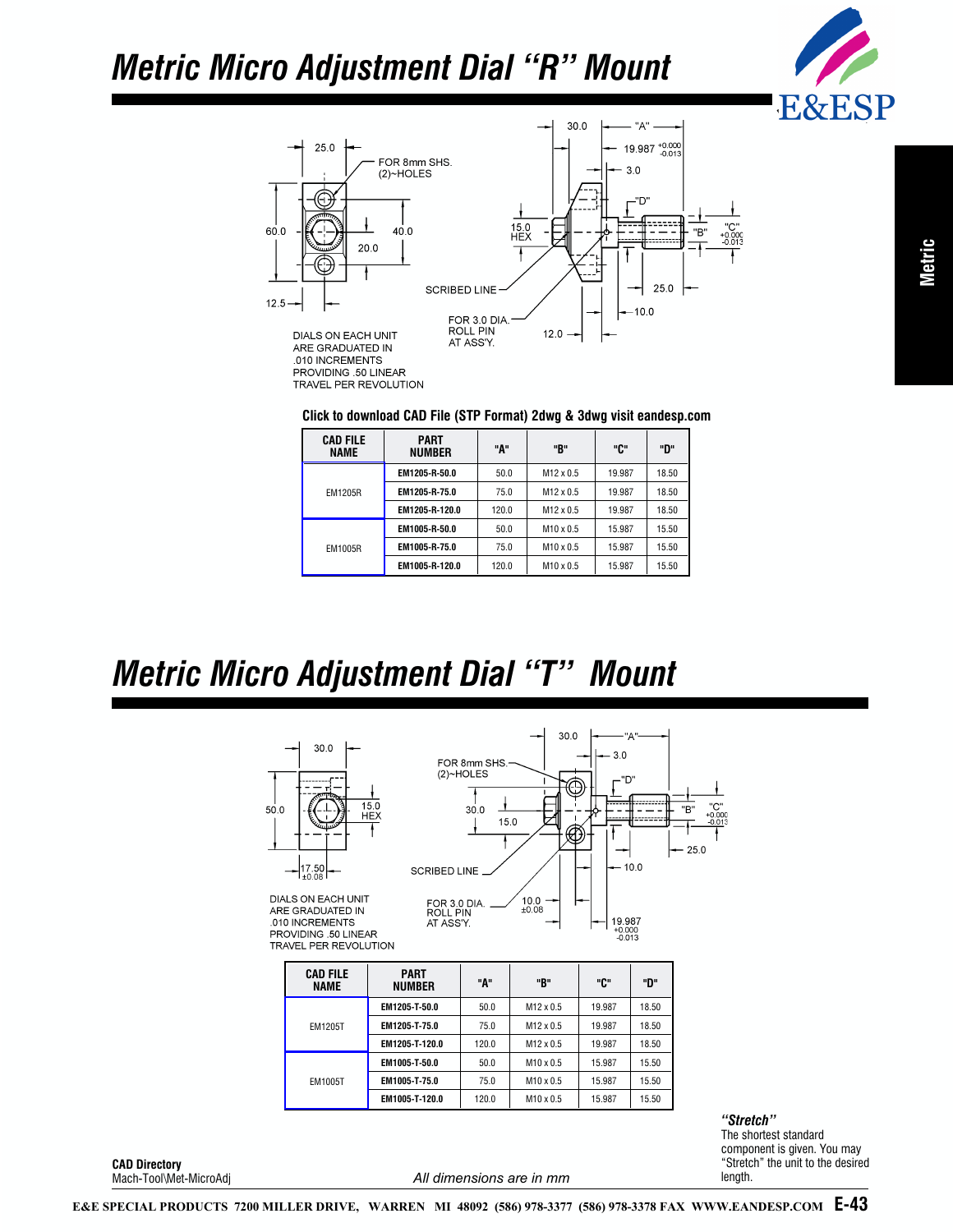# Metric Micro Adjustment Dial "R" Mount

25.0

FOR 8mm SHS. (2)~HOLES

60.0

40.0

20.0

12.5

30.0

"A"

19.987 +0.000 -0.013

3.0

"D"

15.0 HEX

"B"

"C" +0.000 -0.013

SCRIBED LINE

25.0

10.0

FOR 3.0 DIA. ROLL PIN AT ASS'Y.

12.0

DIALS ON EACH UNIT ARE GRADUATED IN .010 INCREMENTS PROVIDING .50 LINEAR TRAVEL PER REVOLUTION

**Click to download CAD File (STP Format) 2dwg & 3dwg visit eandesp.com**

| CAD FILE NAME | PART NUMBER | "A" | "B" | "C" | "D" |
|---|---|---|---|---|---|
| EM1205R | EM1205-R-50.0 | 50.0 | M12 x 0.5 | 19.987 | 18.50 |
| | EM1205-R-75.0 | 75.0 | M12 x 0.5 | 19.987 | 18.50 |
| | EM1205-R-120.0 | 120.0 | M12 x 0.5 | 19.987 | 18.50 |
| EM1005R | EM1005-R-50.0 | 50.0 | M10 x 0.5 | 15.987 | 15.50 |
| | EM1005-R-75.0 | 75.0 | M10 x 0.5 | 15.987 | 15.50 |
| | EM1005-R-120.0 | 120.0 | M10 x 0.5 | 15.987 | 15.50 |

# Metric Micro Adjustment Dial "T" Mount

30.0

50.0

15.0 HEX

17.50 ±0.08

30.0

"A"

3.0

FOR 8mm SHS. (2)~HOLES

"D"

30.0

15.0

"B"

"C" +0.000 -0.013

25.0

SCRIBED LINE

10.0

FOR 3.0 DIA. ROLL PIN AT ASS'Y.

10.0 ±0.08

19.987 +0.000 -0.013

DIALS ON EACH UNIT ARE GRADUATED IN .010 INCREMENTS PROVIDING .50 LINEAR TRAVEL PER REVOLUTION

| CAD FILE NAME | PART NUMBER | "A" | "B" | "C" | "D" |
|---|---|---|---|---|---|
| EM1205T | EM1205-T-50.0 | 50.0 | M12 x 0.5 | 19.987 | 18.50 |
| | EM1205-T-75.0 | 75.0 | M12 x 0.5 | 19.987 | 18.50 |
| | EM1205-T-120.0 | 120.0 | M12 x 0.5 | 19.987 | 18.50 |
| EM1005T | EM1005-T-50.0 | 50.0 | M10 x 0.5 | 15.987 | 15.50 |
| | EM1005-T-75.0 | 75.0 | M10 x 0.5 | 15.987 | 15.50 |
| | EM1005-T-120.0 | 120.0 | M10 x 0.5 | 15.987 | 15.50 |

***"Stretch"***
The shortest standard component is given. You may "Stretch" the unit to the desired length.

**CAD Directory**
Mach-Tool\Met-MicroAdj

*All dimensions are in mm*